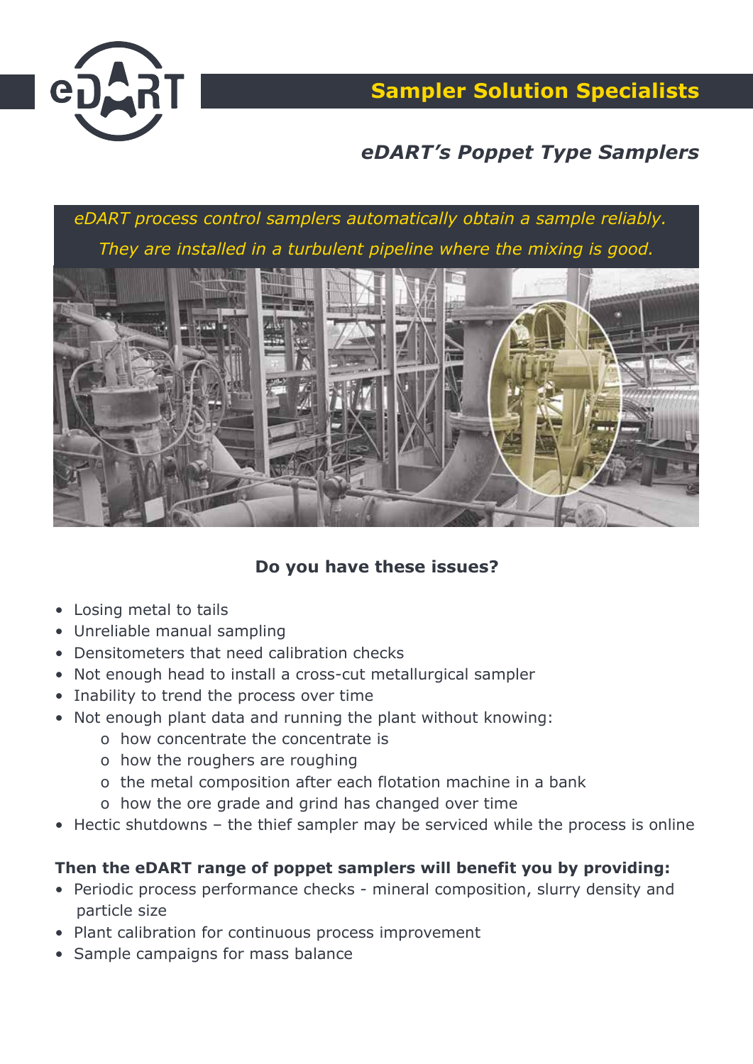## Sampler Solution Specialists

### *eDART's Poppet Type Samplers*

*eDART process control samplers automatically obtain a sample reliably.*
*They are installed in a turbulent pipeline where the mixing is good.*

**Do you have these issues?**

- Losing metal to tails
- Unreliable manual sampling
- Densitometers that need calibration checks
- Not enough head to install a cross-cut metallurgical sampler
- Inability to trend the process over time
- Not enough plant data and running the plant without knowing:
  - how concentrate the concentrate is
  - how the roughers are roughing
  - the metal composition after each flotation machine in a bank
  - how the ore grade and grind has changed over time
- Hectic shutdowns – the thief sampler may be serviced while the process is online

**Then the eDART range of poppet samplers will benefit you by providing:**

- Periodic process performance checks - mineral composition, slurry density and particle size
- Plant calibration for continuous process improvement
- Sample campaigns for mass balance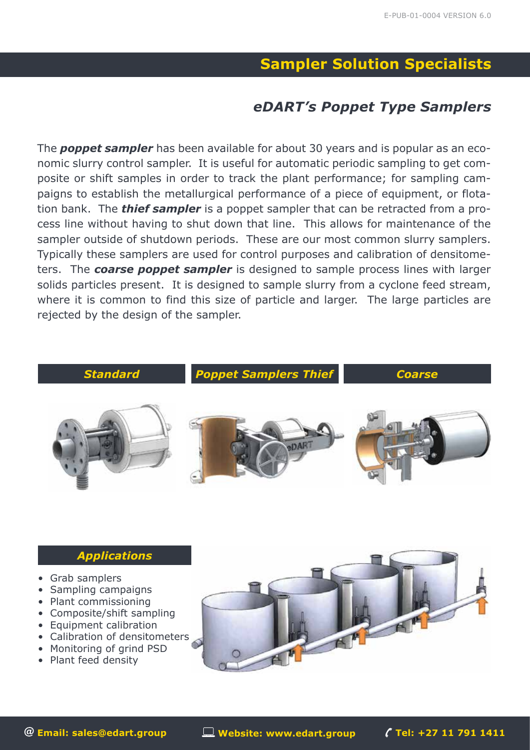## Sampler Solution Specialists

### *eDART's Poppet Type Samplers*

The ***poppet sampler*** has been available for about 30 years and is popular as an economic slurry control sampler. It is useful for automatic periodic sampling to get composite or shift samples in order to track the plant performance; for sampling campaigns to establish the metallurgical performance of a piece of equipment, or flotation bank. The ***thief sampler*** is a poppet sampler that can be retracted from a process line without having to shut down that line. This allows for maintenance of the sampler outside of shutdown periods. These are our most common slurry samplers. Typically these samplers are used for control purposes and calibration of densitometers. The ***coarse poppet sampler*** is designed to sample process lines with larger solids particles present. It is designed to sample slurry from a cyclone feed stream, where it is common to find this size of particle and larger. The large particles are rejected by the design of the sampler.

***Standard***

***Poppet Samplers Thief***

***Coarse***

***Applications***

- Grab samplers
- Sampling campaigns
- Plant commissioning
- Composite/shift sampling
- Equipment calibration
- Calibration of densitometers
- Monitoring of grind PSD
- Plant feed density

**Email: sales@edart.group** **Website: www.edart.group** **Tel: +27 11 791 1411**